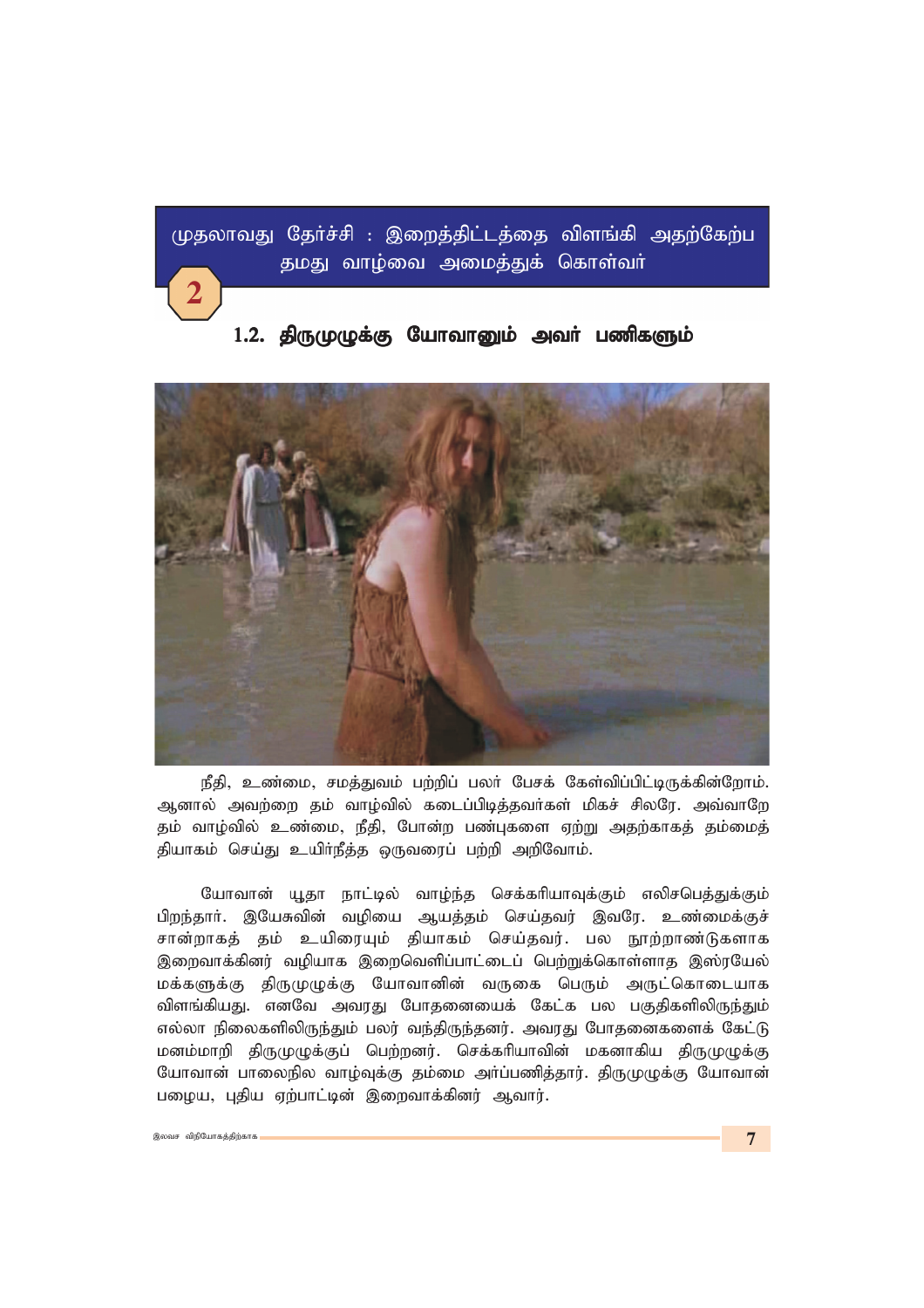முதலாவது தேர்ச்சி : இறைத்திட்டத்தை விளங்கி அதற்கேற்ப தமது வாழ்வை அமைத்துக் கொள்வர்

**2**

## 1.2. திருமுழுக்கு யோவானும் அவர் பணிகளும்

நீதி, உண்மை, சமத்துவம் பற்றிப் பலர் பேசக் கேள்விப்பிட்டிருக்கின்றோம். ஆனால் அவற்றை தம் வாழ்வில் கடைப்பிடித்தவர்கள் மிகச் சிலரே. அவ்வாறே தம் வாழ்வில் உண்மை, நீதி, போன்ற பண்புகளை ஏற்று அதற்காகத் தம்மைத் தியாகம் செய்து உயிர்நீத்த ஒருவரைப் பற்றி அறிவோம்.

யோவான் யூதா நாட்டில் வாழ்ந்த செக்கரியாவுக்கும் எலிசபெத்துக்கும் பிறந்தார். இயேசுவின் வழியை ஆயத்தம் செய்தவர் இவரே. உண்மைக்குச் சான்றாகத் தம் உயிரையும் தியாகம் செய்தவர். பல நூற்றாண்டுகளாக இறைவாக்கினர் வழியாக இறைவெளிப்பாட்டைப் பெற்றுக்கொள்ளாத இஸ்ரயேல் மக்களுக்கு திருமுழுக்கு யோவானின் வருகை பெரும் அருட்கொடையாக விளங்கியது. எனவே அவரது போதனையைக் கேட்க பல பகுதிகளிலிருந்தும் எல்லா நிலைகளிலிருந்தும் பலர் வந்திருந்தனர். அவரது போதனைகளைக் கேட்டு மனம்மாறி திருமுழுக்குப் பெற்றனர். செக்கரியாவின் மகனாகிய திருமுழுக்கு யோவான் பாலைநில வாழ்வுக்கு தம்மை அர்ப்பணித்தார். திருமுழுக்கு யோவான் பழைய, புதிய ஏற்பாட்டின் இறைவாக்கினர் ஆவார்.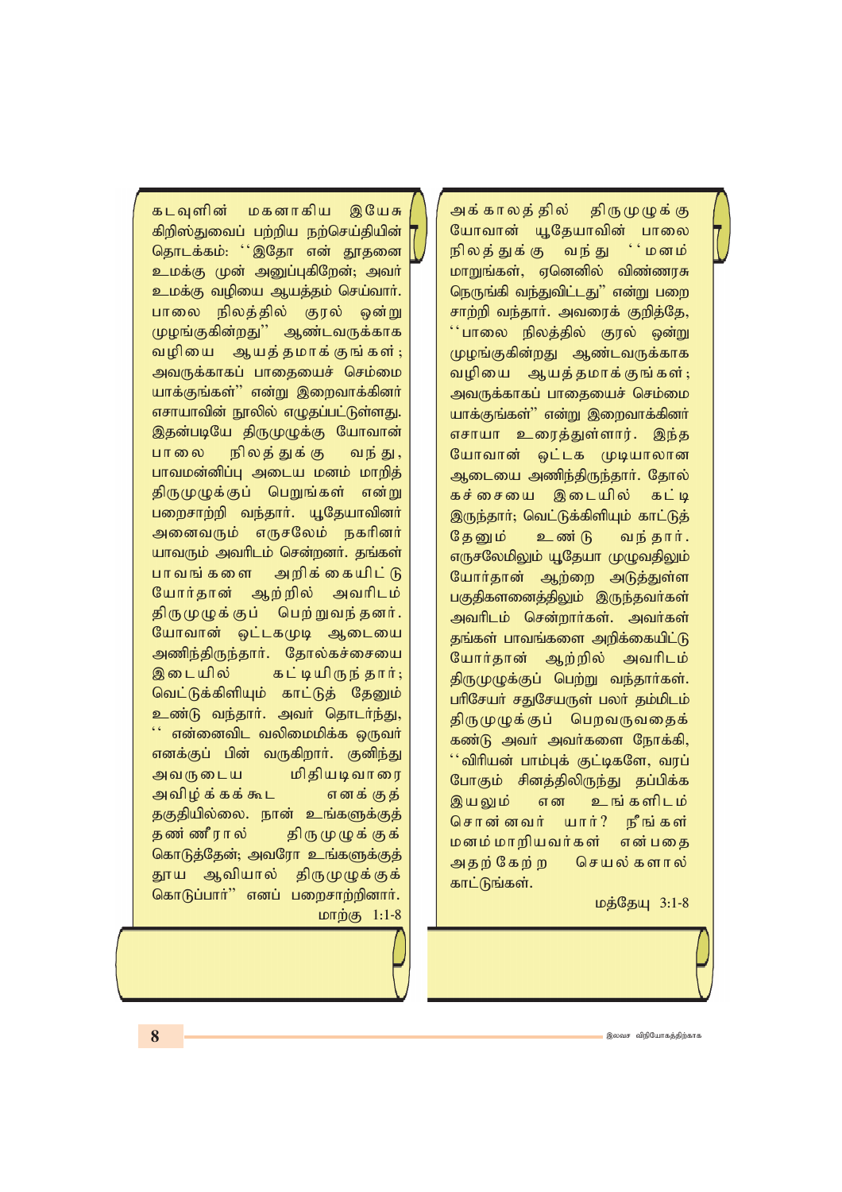கடவுளின் மகனாகிய இயேசு கிறிஸ்துவைப் பற்றிய நற்செய்தியின் தொடக்கம்: ''இதோ என் தூதனை உமக்கு முன் அனுப்புகிறேன்; அவர் உமக்கு வழியை ஆயத்தம் செய்வார். பாலை நிலத்தில் குரல் ஒன்று முழங்குகின்றது'' ஆண்டவருக்காக வழியை ஆயத்தமாக்குங்கள்; அவருக்காகப் பாதையைச் செம்மை யாக்குங்கள்'' என்று இறைவாக்கினர் எசாயாவின் நூலில் எழுதப்பட்டுள்ளது. இதன்படியே திருமுழுக்கு யோவான் பாலை நிலத்துக்கு வந்து, பாவமன்னிப்பு அடைய மனம் மாறித் திருமுழுக்குப் பெறுங்கள் என்று பறைசாற்றி வந்தார். யூதேயாவினர் அனைவரும் எருசலேம் நகரினர் யாவரும் அவரிடம் சென்றனர். தங்கள் பாவங்களை அறிக்கையிட்டு யோர்தான் ஆற்றில் அவரிடம் திருமுழுக்குப் பெற்றுவந்தனர். யோவான் ஒட்டகமுடி ஆடையை அணிந்திருந்தார். தோல்கச்சையை இடையில் கட்டியிருந்தார்; வெட்டுக்கிளியும் காட்டுத் தேனும் உண்டு வந்தார். அவர் தொடர்ந்து, '' என்னைவிட வலிமைமிக்க ஒருவர் எனக்குப் பின் வருகிறார். குனிந்து அவருடைய மிதியடிவாரை அவிழ்க்கக்கூட எனக்குத் தகுதியில்லை. நான் உங்களுக்குத் தண்ணீரால் திருமுழுக்குக் கொடுத்தேன்; அவரோ உங்களுக்குத் தூய ஆவியால் திருமுழுக்குக் கொடுப்பார்'' எனப் பறைசாற்றினார்.

மாற்கு 1:1-8

அக்காலத்தில் திருமுழுக்கு யோவான் யூதேயாவின் பாலை நிலத்துக்கு வந்து ''மனம் மாறுங்கள், ஏனெனில் விண்ணரசு நெருங்கி வந்துவிட்டது'' என்று பறை சாற்றி வந்தார். அவரைக் குறித்தே, ''பாலை நிலத்தில் குரல் ஒன்று முழங்குகின்றது ஆண்டவருக்காக வழியை ஆயத்தமாக்குங்கள்; அவருக்காகப் பாதையைச் செம்மை யாக்குங்கள்'' என்று இறைவாக்கினர் எசாயா உரைத்துள்ளார். இந்த யோவான் ஒட்டக முடியாலான ஆடையை அணிந்திருந்தார். தோல் கச்சையை இடையில் கட்டி இருந்தார்; வெட்டுக்கிளியும் காட்டுத் தேனும் உண்டு வந்தார். எருசலேமிலும் யூதேயா முழுவதிலும் யோர்தான் ஆற்றை அடுத்துள்ள பகுதிகளனைத்திலும் இருந்தவர்கள் அவரிடம் சென்றார்கள். அவர்கள் தங்கள் பாவங்களை அறிக்கையிட்டு யோர்தான் ஆற்றில் அவரிடம் திருமுழுக்குப் பெற்று வந்தார்கள். பரிசேயர் சதுசேயருள் பலர் தம்மிடம் திருமுழுக்குப் பெறவருவதைக் கண்டு அவர் அவர்களை நோக்கி, ''விரியன் பாம்புக் குட்டிகளே, வரப் போகும் சினத்திலிருந்து தப்பிக்க இயலும் என உங்களிடம் சொன்னவர் யார்? நீங்கள் மனம்மாறியவர்கள் என்பதை அதற்கேற்ற செயல்களால் காட்டுங்கள்.

மத்தேயு 3:1-8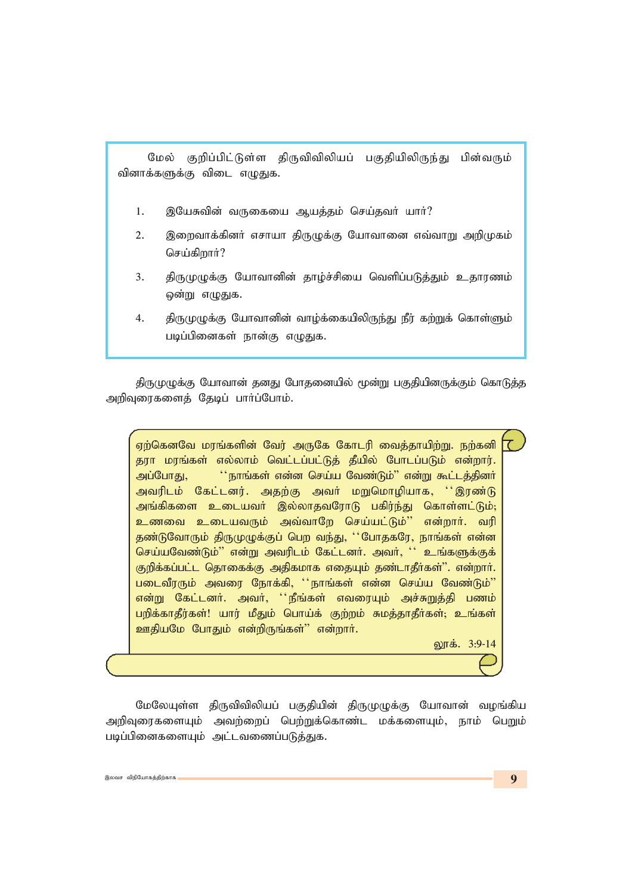மேல் குறிப்பிட்டுள்ள திருவிவிலியப் பகுதியிலிருந்து பின்வரும் வினாக்களுக்கு விடை எழுதுக.

1. இயேசுவின் வருகையை ஆயத்தம் செய்தவர் யார்?
2. இறைவாக்கினர் எசாயா திருமுழுக்கு யோவானை எவ்வாறு அறிமுகம் செய்கிறார்?
3. திருமுழுக்கு யோவானின் தாழ்ச்சியை வெளிப்படுத்தும் உதாரணம் ஒன்று எழுதுக.
4. திருமுழுக்கு யோவானின் வாழ்க்கையிலிருந்து நீர் கற்றுக் கொள்ளும் படிப்பினைகள் நான்கு எழுதுக.

திருமுழுக்கு யோவான் தனது போதனையில் மூன்று பகுதியினருக்கும் கொடுத்த அறிவுரைகளைத் தேடிப் பார்ப்போம்.

> ஏற்கெனவே மரங்களின் வேர் அருகே கோடரி வைத்தாயிற்று. நற்கனி தரா மரங்கள் எல்லாம் வெட்டப்பட்டுத் தீயில் போடப்படும் என்றார். அப்போது, "நாங்கள் என்ன செய்ய வேண்டும்" என்று கூட்டத்தினர் அவரிடம் கேட்டனர். அதற்கு அவர் மறுமொழியாக, "இரண்டு அங்கிகளை உடையவர் இல்லாதவரோடு பகிர்ந்து கொள்ளட்டும்; உணவை உடையவரும் அவ்வாறே செய்யட்டும்" என்றார். வரி தண்டுவோரும் திருமுழுக்குப் பெற வந்து, "போதகரே, நாங்கள் என்ன செய்யவேண்டும்" என்று அவரிடம் கேட்டனர். அவர், " உங்களுக்குக் குறிக்கப்பட்ட தொகைக்கு அதிகமாக எதையும் தண்டாதீர்கள்". என்றார். படைவீரரும் அவரை நோக்கி, "நாங்கள் என்ன செய்ய வேண்டும்" என்று கேட்டனர். அவர், "நீங்கள் எவரையும் அச்சுறுத்தி பணம் பறிக்காதீர்கள்! யார் மீதும் பொய்க் குற்றம் சுமத்தாதீர்கள்; உங்கள் ஊதியமே போதும் என்றிருங்கள்" என்றார்.
>
> லூக். 3:9-14

மேலேயுள்ள திருவிவிலியப் பகுதியின் திருமுழுக்கு யோவான் வழங்கிய அறிவுரைகளையும் அவற்றைப் பெற்றுக்கொண்ட மக்களையும், நாம் பெறும் படிப்பினைகளையும் அட்டவணைப்படுத்துக.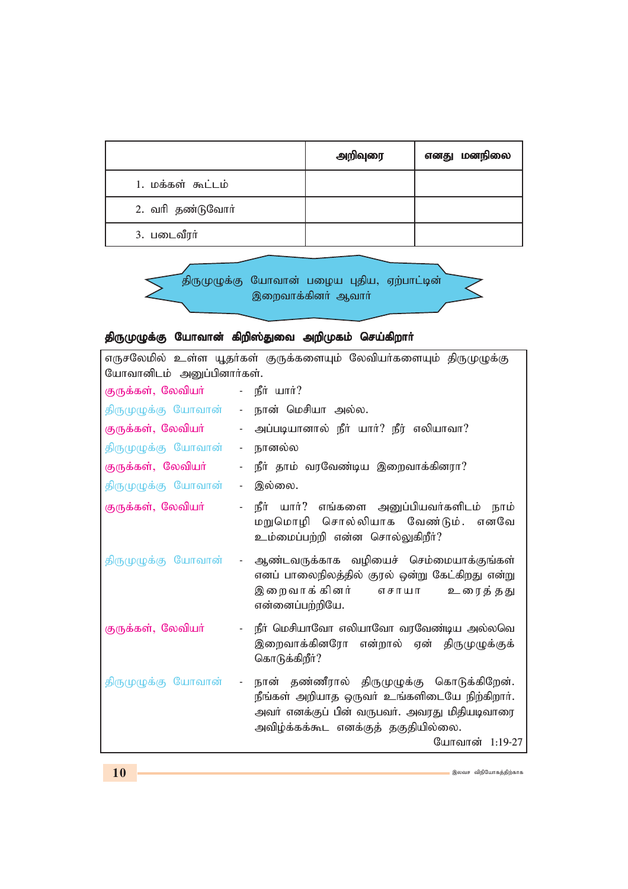| | அறிவுரை | எனது மனநிலை |
|---|---|---|
| 1. மக்கள் கூட்டம் | | |
| 2. வரி தண்டுவோர் | | |
| 3. படைவீரர் | | |

திருமுழுக்கு யோவான் பழைய புதிய, ஏற்பாட்டின் இறைவாக்கினர் ஆவார்

### திருமுழுக்கு யோவான் கிறிஸ்துவை அறிமுகம் செய்கிறார்

எருசலேமில் உள்ள யூதர்கள் குருக்களையும் லேவியர்களையும் திருமுழுக்கு யோவானிடம் அனுப்பினார்கள்.

குருக்கள், லேவியர் - நீர் யார்?

திருமுழுக்கு யோவான் - நான் மெசியா அல்ல.

குருக்கள், லேவியர் - அப்படியானால் நீர் யார்? நீர் எலியாவா?

திருமுழுக்கு யோவான் - நானல்ல

குருக்கள், லேவியர் - நீர் தாம் வரவேண்டிய இறைவாக்கினரா?

திருமுழுக்கு யோவான் - இல்லை.

குருக்கள், லேவியர் - நீர் யார்? எங்களை அனுப்பியவர்களிடம் நாம் மறுமொழி சொல்லியாக வேண்டும். எனவே உம்மைப்பற்றி என்ன சொல்லுகிறீர்?

திருமுழுக்கு யோவான் - ஆண்டவருக்காக வழியைச் செம்மையாக்குங்கள் எனப் பாலைநிலத்தில் குரல் ஒன்று கேட்கிறது என்று இறைவாக்கினர் எசாயா உரைத்தது என்னைப்பற்றியே.

குருக்கள், லேவியர் - நீர் மெசியாவோ எலியாவோ வரவேண்டிய அல்லவெ இறைவாக்கினரோ என்றால் ஏன் திருமுழுக்குக் கொடுக்கிறீர்?

திருமுழுக்கு யோவான் - நான் தண்ணீரால் திருமுழுக்கு கொடுக்கிறேன். நீங்கள் அறியாத ஒருவர் உங்களிடையே நிற்கிறார். அவர் எனக்குப் பின் வருபவர். அவரது மிதியடிவாரை அவிழ்க்கக்கூட எனக்குத் தகுதியில்லை.

யோவான் 1:19-27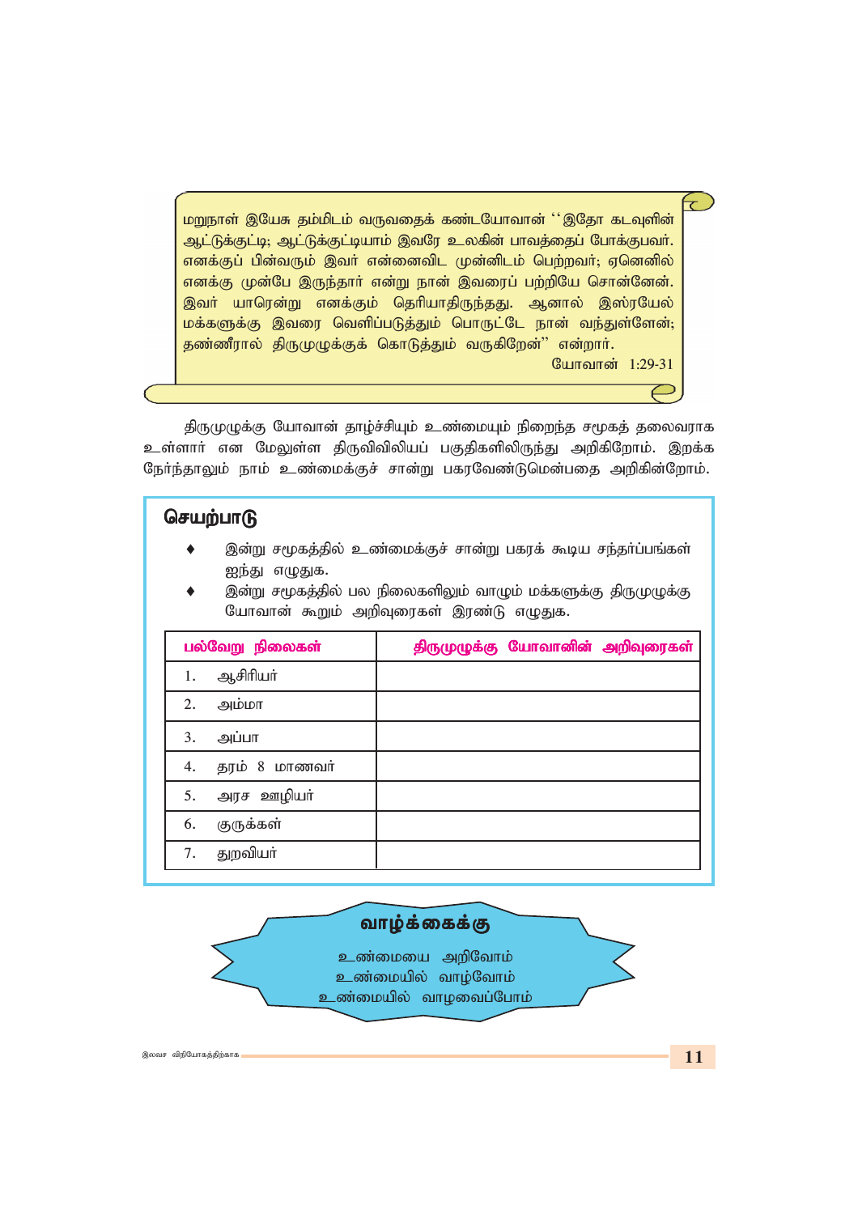மறுநாள் இயேசு தம்மிடம் வருவதைக் கண்டயோவான் ''இதோ கடவுளின் ஆட்டுக்குட்டி; ஆட்டுக்குட்டியாம் இவரே உலகின் பாவத்தைப் போக்குபவர். எனக்குப் பின்வரும் இவர் என்னைவிட முன்னிடம் பெற்றவர்; ஏனெனில் எனக்கு முன்பே இருந்தார் என்று நான் இவரைப் பற்றியே சொன்னேன். இவர் யாரென்று எனக்கும் தெரியாதிருந்தது. ஆனால் இஸ்ரயேல் மக்களுக்கு இவரை வெளிப்படுத்தும் பொருட்டே நான் வந்துள்ளேன்; தண்ணீரால் திருமுழுக்குக் கொடுத்தும் வருகிறேன்'' என்றார்.

யோவான் 1:29-31

திருமுழுக்கு யோவான் தாழ்ச்சியும் உண்மையும் நிறைந்த சமூகத் தலைவராக உள்ளார் என மேலுள்ள திருவிவிலியப் பகுதிகளிலிருந்து அறிகிறோம். இறக்க நேர்ந்தாலும் நாம் உண்மைக்குச் சான்று பகரவேண்டுமென்பதை அறிகின்றோம்.

## செயற்பாடு

- இன்று சமூகத்தில் உண்மைக்குச் சான்று பகரக் கூடிய சந்தர்ப்பங்கள் ஐந்து எழுதுக.
- இன்று சமூகத்தில் பல நிலைகளிலும் வாழும் மக்களுக்கு திருமுழுக்கு யோவான் கூறும் அறிவுரைகள் இரண்டு எழுதுக.

| பல்வேறு நிலைகள் | திருமுழுக்கு யோவானின் அறிவுரைகள் |
|---|---|
| 1. ஆசிரியர் | |
| 2. அம்மா | |
| 3. அப்பா | |
| 4. தரம் 8 மாணவர் | |
| 5. அரச ஊழியர் | |
| 6. குருக்கள் | |
| 7. துறவியர் | |

**வாழ்க்கைக்கு**

உண்மையை அறிவோம்
உண்மையில் வாழ்வோம்
உண்மையில் வாழவைப்போம்